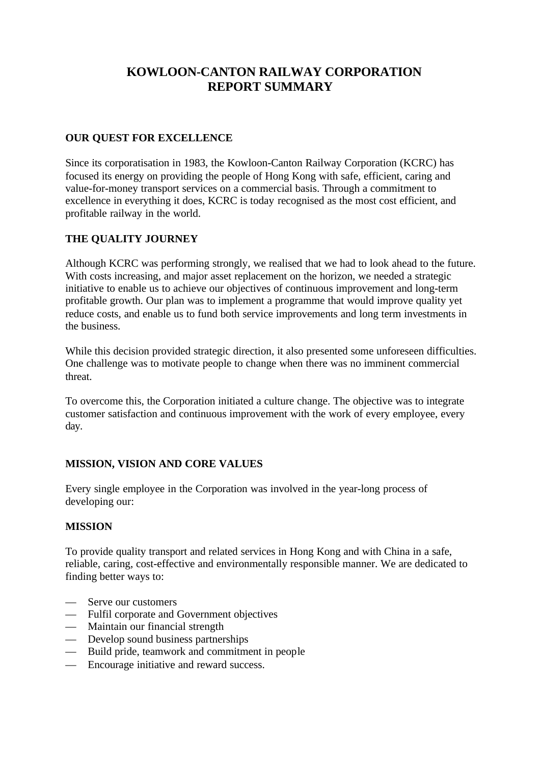# KOWLOON-CANTON RAILWAY CORPORATION
# REPORT SUMMARY

## OUR QUEST FOR EXCELLENCE

Since its corporatisation in 1983, the Kowloon-Canton Railway Corporation (KCRC) has focused its energy on providing the people of Hong Kong with safe, efficient, caring and value-for-money transport services on a commercial basis. Through a commitment to excellence in everything it does, KCRC is today recognised as the most cost efficient, and profitable railway in the world.

## THE QUALITY JOURNEY

Although KCRC was performing strongly, we realised that we had to look ahead to the future. With costs increasing, and major asset replacement on the horizon, we needed a strategic initiative to enable us to achieve our objectives of continuous improvement and long-term profitable growth. Our plan was to implement a programme that would improve quality yet reduce costs, and enable us to fund both service improvements and long term investments in the business.

While this decision provided strategic direction, it also presented some unforeseen difficulties. One challenge was to motivate people to change when there was no imminent commercial threat.

To overcome this, the Corporation initiated a culture change. The objective was to integrate customer satisfaction and continuous improvement with the work of every employee, every day.

## MISSION, VISION AND CORE VALUES

Every single employee in the Corporation was involved in the year-long process of developing our:

### MISSION

To provide quality transport and related services in Hong Kong and with China in a safe, reliable, caring, cost-effective and environmentally responsible manner. We are dedicated to finding better ways to:

- Serve our customers
- Fulfil corporate and Government objectives
- Maintain our financial strength
- Develop sound business partnerships
- Build pride, teamwork and commitment in people
- Encourage initiative and reward success.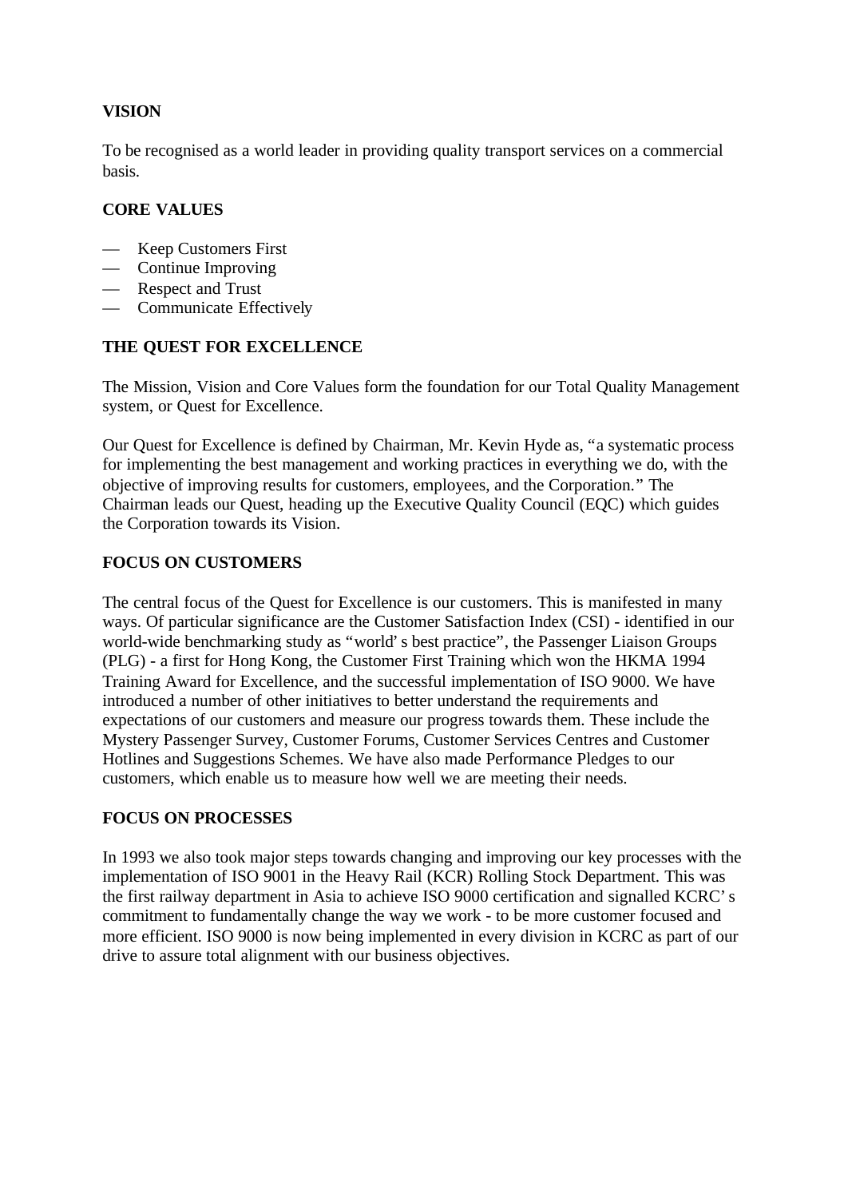**VISION**

To be recognised as a world leader in providing quality transport services on a commercial basis.

**CORE VALUES**

- Keep Customers First
- Continue Improving
- Respect and Trust
- Communicate Effectively

**THE QUEST FOR EXCELLENCE**

The Mission, Vision and Core Values form the foundation for our Total Quality Management system, or Quest for Excellence.

Our Quest for Excellence is defined by Chairman, Mr. Kevin Hyde as, "a systematic process for implementing the best management and working practices in everything we do, with the objective of improving results for customers, employees, and the Corporation." The Chairman leads our Quest, heading up the Executive Quality Council (EQC) which guides the Corporation towards its Vision.

**FOCUS ON CUSTOMERS**

The central focus of the Quest for Excellence is our customers. This is manifested in many ways. Of particular significance are the Customer Satisfaction Index (CSI) - identified in our world-wide benchmarking study as "world's best practice", the Passenger Liaison Groups (PLG) - a first for Hong Kong, the Customer First Training which won the HKMA 1994 Training Award for Excellence, and the successful implementation of ISO 9000. We have introduced a number of other initiatives to better understand the requirements and expectations of our customers and measure our progress towards them. These include the Mystery Passenger Survey, Customer Forums, Customer Services Centres and Customer Hotlines and Suggestions Schemes. We have also made Performance Pledges to our customers, which enable us to measure how well we are meeting their needs.

**FOCUS ON PROCESSES**

In 1993 we also took major steps towards changing and improving our key processes with the implementation of ISO 9001 in the Heavy Rail (KCR) Rolling Stock Department. This was the first railway department in Asia to achieve ISO 9000 certification and signalled KCRC's commitment to fundamentally change the way we work - to be more customer focused and more efficient. ISO 9000 is now being implemented in every division in KCRC as part of our drive to assure total alignment with our business objectives.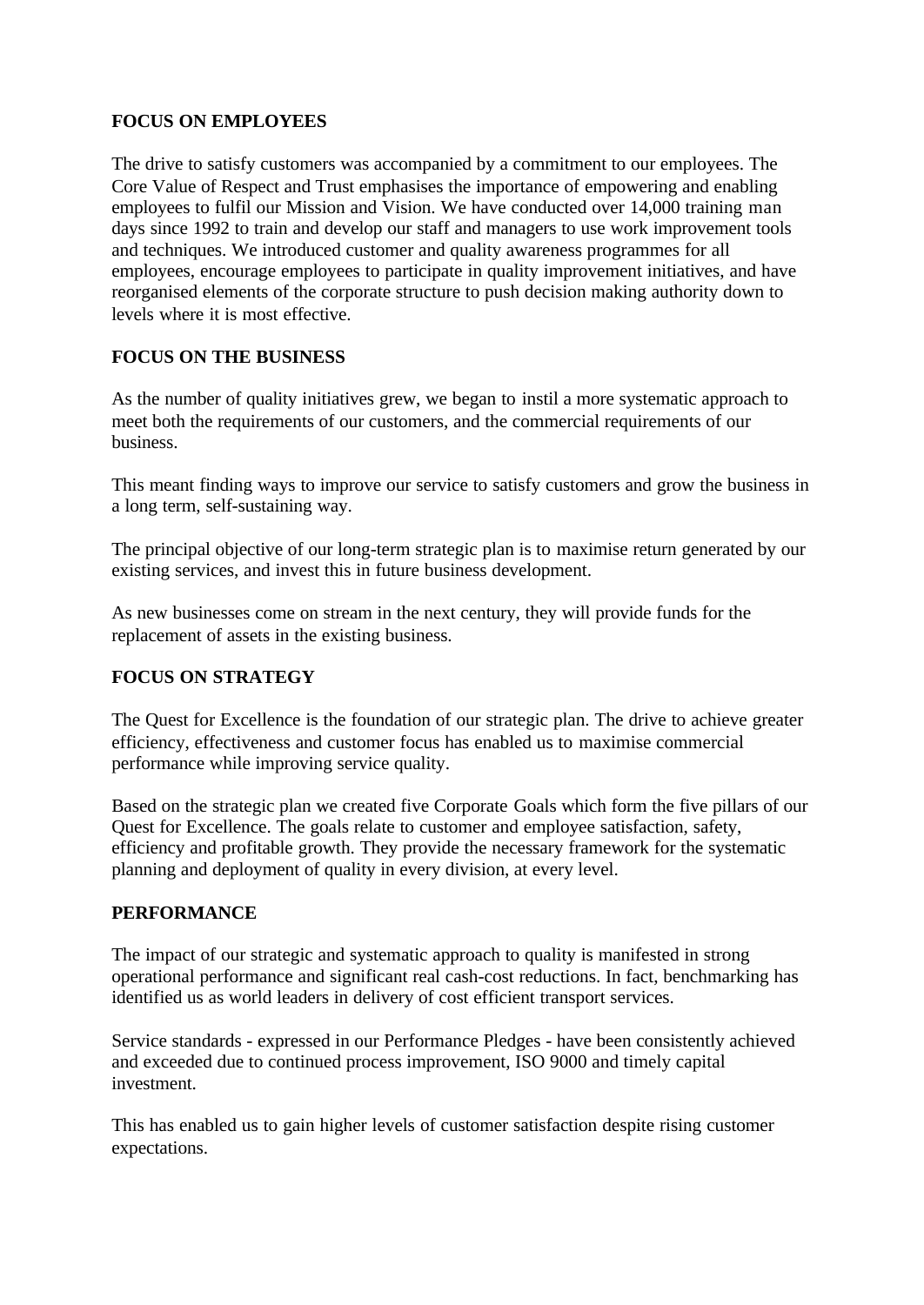## FOCUS ON EMPLOYEES

The drive to satisfy customers was accompanied by a commitment to our employees. The Core Value of Respect and Trust emphasises the importance of empowering and enabling employees to fulfil our Mission and Vision. We have conducted over 14,000 training man days since 1992 to train and develop our staff and managers to use work improvement tools and techniques. We introduced customer and quality awareness programmes for all employees, encourage employees to participate in quality improvement initiatives, and have reorganised elements of the corporate structure to push decision making authority down to levels where it is most effective.

## FOCUS ON THE BUSINESS

As the number of quality initiatives grew, we began to instil a more systematic approach to meet both the requirements of our customers, and the commercial requirements of our business.

This meant finding ways to improve our service to satisfy customers and grow the business in a long term, self-sustaining way.

The principal objective of our long-term strategic plan is to maximise return generated by our existing services, and invest this in future business development.

As new businesses come on stream in the next century, they will provide funds for the replacement of assets in the existing business.

## FOCUS ON STRATEGY

The Quest for Excellence is the foundation of our strategic plan. The drive to achieve greater efficiency, effectiveness and customer focus has enabled us to maximise commercial performance while improving service quality.

Based on the strategic plan we created five Corporate Goals which form the five pillars of our Quest for Excellence. The goals relate to customer and employee satisfaction, safety, efficiency and profitable growth. They provide the necessary framework for the systematic planning and deployment of quality in every division, at every level.

## PERFORMANCE

The impact of our strategic and systematic approach to quality is manifested in strong operational performance and significant real cash-cost reductions. In fact, benchmarking has identified us as world leaders in delivery of cost efficient transport services.

Service standards - expressed in our Performance Pledges - have been consistently achieved and exceeded due to continued process improvement, ISO 9000 and timely capital investment.

This has enabled us to gain higher levels of customer satisfaction despite rising customer expectations.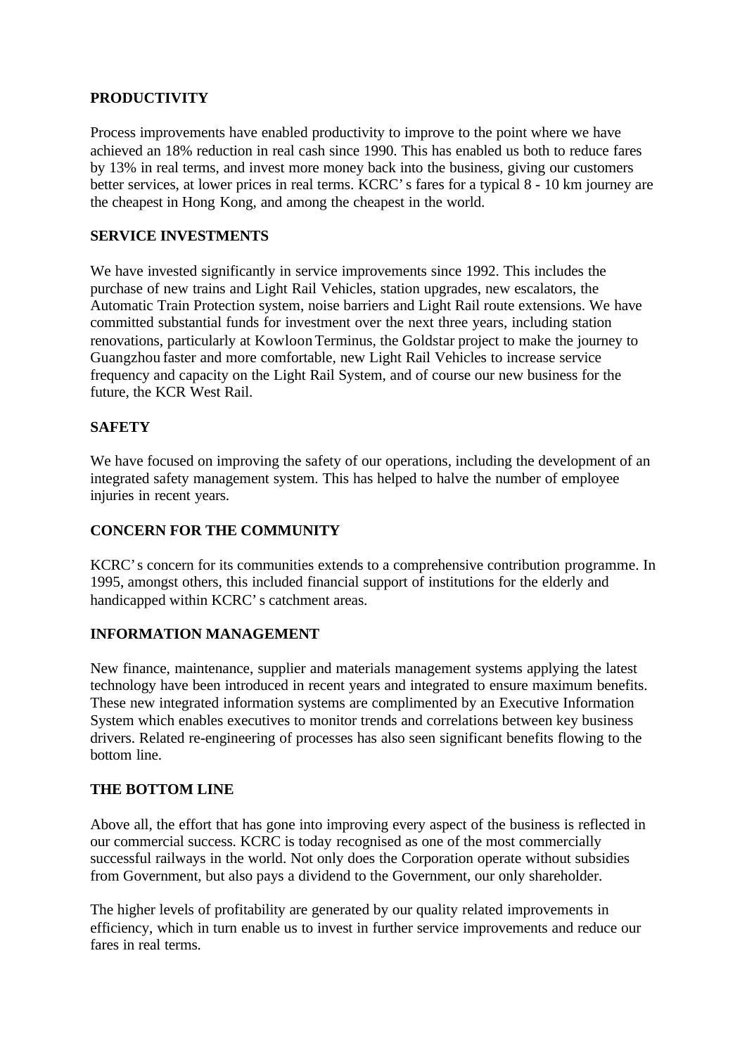## PRODUCTIVITY

Process improvements have enabled productivity to improve to the point where we have achieved an 18% reduction in real cash since 1990. This has enabled us both to reduce fares by 13% in real terms, and invest more money back into the business, giving our customers better services, at lower prices in real terms. KCRC's fares for a typical 8 - 10 km journey are the cheapest in Hong Kong, and among the cheapest in the world.

## SERVICE INVESTMENTS

We have invested significantly in service improvements since 1992. This includes the purchase of new trains and Light Rail Vehicles, station upgrades, new escalators, the Automatic Train Protection system, noise barriers and Light Rail route extensions. We have committed substantial funds for investment over the next three years, including station renovations, particularly at Kowloon Terminus, the Goldstar project to make the journey to Guangzhou faster and more comfortable, new Light Rail Vehicles to increase service frequency and capacity on the Light Rail System, and of course our new business for the future, the KCR West Rail.

## SAFETY

We have focused on improving the safety of our operations, including the development of an integrated safety management system. This has helped to halve the number of employee injuries in recent years.

## CONCERN FOR THE COMMUNITY

KCRC's concern for its communities extends to a comprehensive contribution programme. In 1995, amongst others, this included financial support of institutions for the elderly and handicapped within KCRC's catchment areas.

## INFORMATION MANAGEMENT

New finance, maintenance, supplier and materials management systems applying the latest technology have been introduced in recent years and integrated to ensure maximum benefits. These new integrated information systems are complimented by an Executive Information System which enables executives to monitor trends and correlations between key business drivers. Related re-engineering of processes has also seen significant benefits flowing to the bottom line.

## THE BOTTOM LINE

Above all, the effort that has gone into improving every aspect of the business is reflected in our commercial success. KCRC is today recognised as one of the most commercially successful railways in the world. Not only does the Corporation operate without subsidies from Government, but also pays a dividend to the Government, our only shareholder.

The higher levels of profitability are generated by our quality related improvements in efficiency, which in turn enable us to invest in further service improvements and reduce our fares in real terms.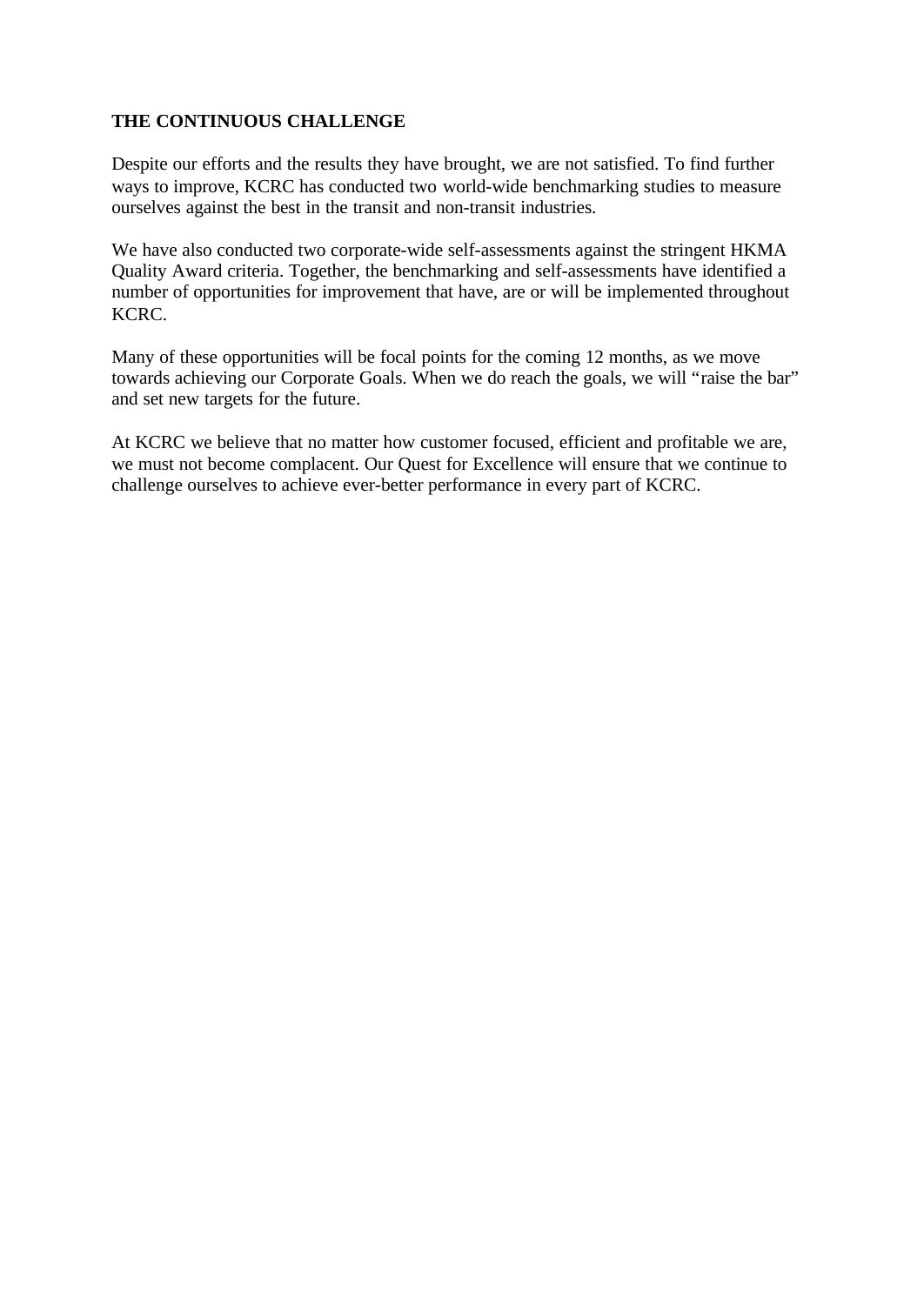**THE CONTINUOUS CHALLENGE**

Despite our efforts and the results they have brought, we are not satisfied. To find further ways to improve, KCRC has conducted two world-wide benchmarking studies to measure ourselves against the best in the transit and non-transit industries.

We have also conducted two corporate-wide self-assessments against the stringent HKMA Quality Award criteria. Together, the benchmarking and self-assessments have identified a number of opportunities for improvement that have, are or will be implemented throughout KCRC.

Many of these opportunities will be focal points for the coming 12 months, as we move towards achieving our Corporate Goals. When we do reach the goals, we will "raise the bar" and set new targets for the future.

At KCRC we believe that no matter how customer focused, efficient and profitable we are, we must not become complacent. Our Quest for Excellence will ensure that we continue to challenge ourselves to achieve ever-better performance in every part of KCRC.